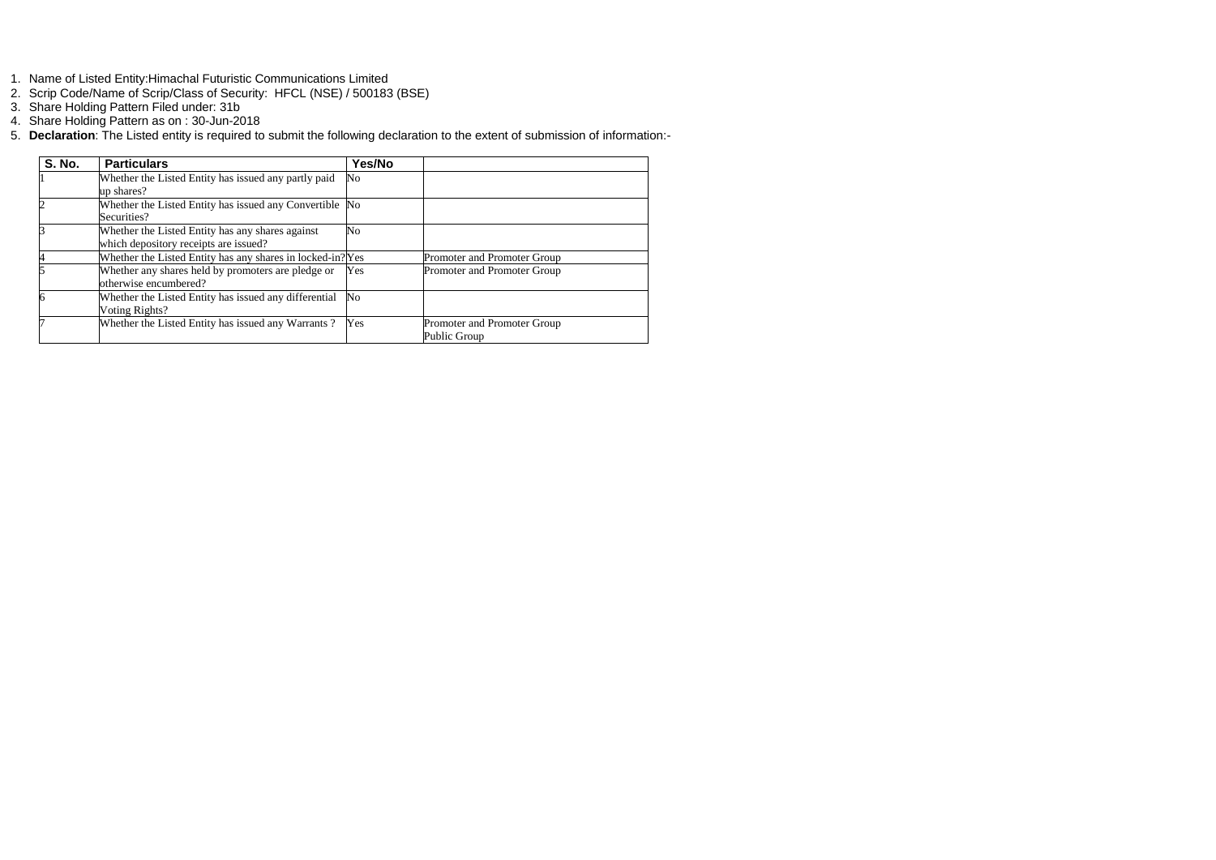1. Name of Listed Entity:Himachal Futuristic Communications Limited
2. Scrip Code/Name of Scrip/Class of Security: HFCL (NSE) / 500183 (BSE)
3. Share Holding Pattern Filed under: 31b
4. Share Holding Pattern as on : 30-Jun-2018
5. **Declaration**: The Listed entity is required to submit the following declaration to the extent of submission of information:-

| S. No. | Particulars | Yes/No | |
|---|---|---|---|
| 1 | Whether the Listed Entity has issued any partly paid up shares? | No | |
| 2 | Whether the Listed Entity has issued any Convertible Securities? | No | |
| 3 | Whether the Listed Entity has any shares against which depository receipts are issued? | No | |
| 4 | Whether the Listed Entity has any shares in locked-in? | Yes | Promoter and Promoter Group |
| 5 | Whether any shares held by promoters are pledge or otherwise encumbered? | Yes | Promoter and Promoter Group |
| 6 | Whether the Listed Entity has issued any differential Voting Rights? | No | |
| 7 | Whether the Listed Entity has issued any Warrants ? | Yes | Promoter and Promoter Group<br>Public Group |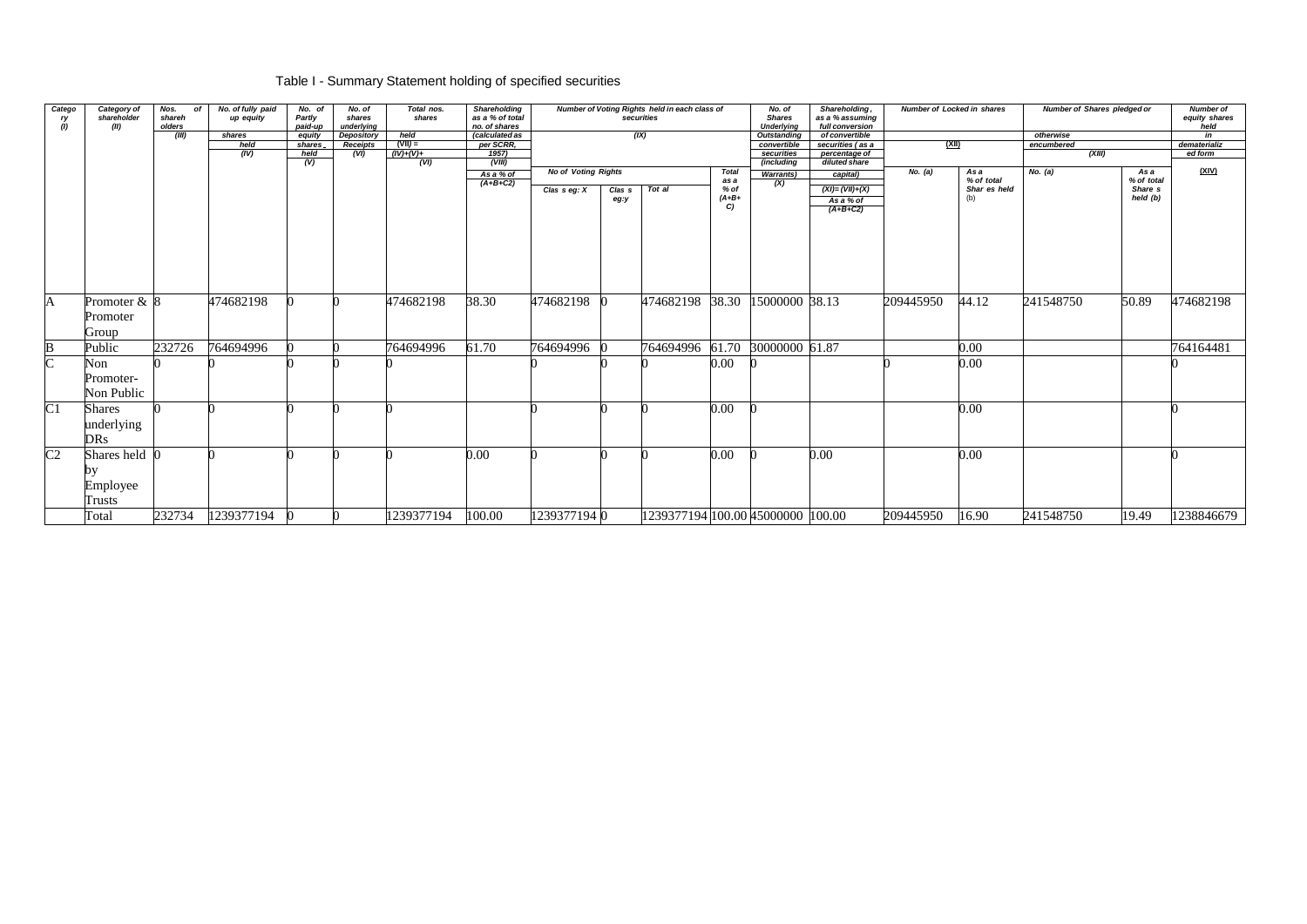Table I - Summary Statement holding of specified securities

| Category (I) | Category of shareholder (II) | Nos. of shareholders (III) | No. of fully paid up equity shares held (IV) | No. of Partly paid-up equity shares held (V) | No. of shares underlying Depository Receipts (VI) | Total nos. shares held (VII) = (IV)+(V)+(VI) | Shareholding as a % of total no. of shares (calculated as per SCRR, 1957) (VIII) As a % of (A+B+C2) | Number of Voting Rights held in each class of securities (IX) | | | | No. of Shares Underlying Outstanding convertible securities (including Warrants) (X) | Shareholding, as a % assuming full conversion of convertible securities ( as a percentage of diluted share capital) (XI)= (VII)+(X) As a % of (A+B+C2) | Number of Locked in shares (XII) | | Number of Shares pledged or otherwise encumbered (XIII) | | Number of equity shares held in dematerialized form (XIV) |
|---|---|---|---|---|---|---|---|---|---|---|---|---|---|---|---|---|---|---|
| | | | | | | | | No of Voting Rights | | | Total as a % of (A+B+C) | | | No. (a) | As a % of total Shares held (b) | No. (a) | As a % of total Shares held (b) | |
| | | | | | | | | Class eg: X | Class eg:y | Total | | | | | | | | |
| A | Promoter & Promoter Group | 8 | 474682198 | 0 | 0 | 474682198 | 38.30 | 474682198 | 0 | 474682198 | 38.30 | 15000000 | 38.13 | 209445950 | 44.12 | 241548750 | 50.89 | 474682198 |
| B | Public | 232726 | 764694996 | 0 | 0 | 764694996 | 61.70 | 764694996 | 0 | 764694996 | 61.70 | 30000000 | 61.87 | | 0.00 | | | 764164481 |
| C | Non Promoter- Non Public | 0 | 0 | 0 | 0 | 0 | | 0 | 0 | 0 | 0.00 | 0 | | 0 | 0.00 | | | 0 |
| C1 | Shares underlying DRs | 0 | 0 | 0 | 0 | 0 | | 0 | 0 | 0 | 0.00 | 0 | | | 0.00 | | | 0 |
| C2 | Shares held by Employee Trusts | 0 | 0 | 0 | 0 | 0 | 0.00 | 0 | 0 | 0 | 0.00 | 0 | 0.00 | | 0.00 | | | 0 |
| | Total | 232734 | 1239377194 | 0 | 0 | 1239377194 | 100.00 | 1239377194 | 0 | 1239377194 | 100.00 | 45000000 | 100.00 | 209445950 | 16.90 | 241548750 | 19.49 | 1238846679 |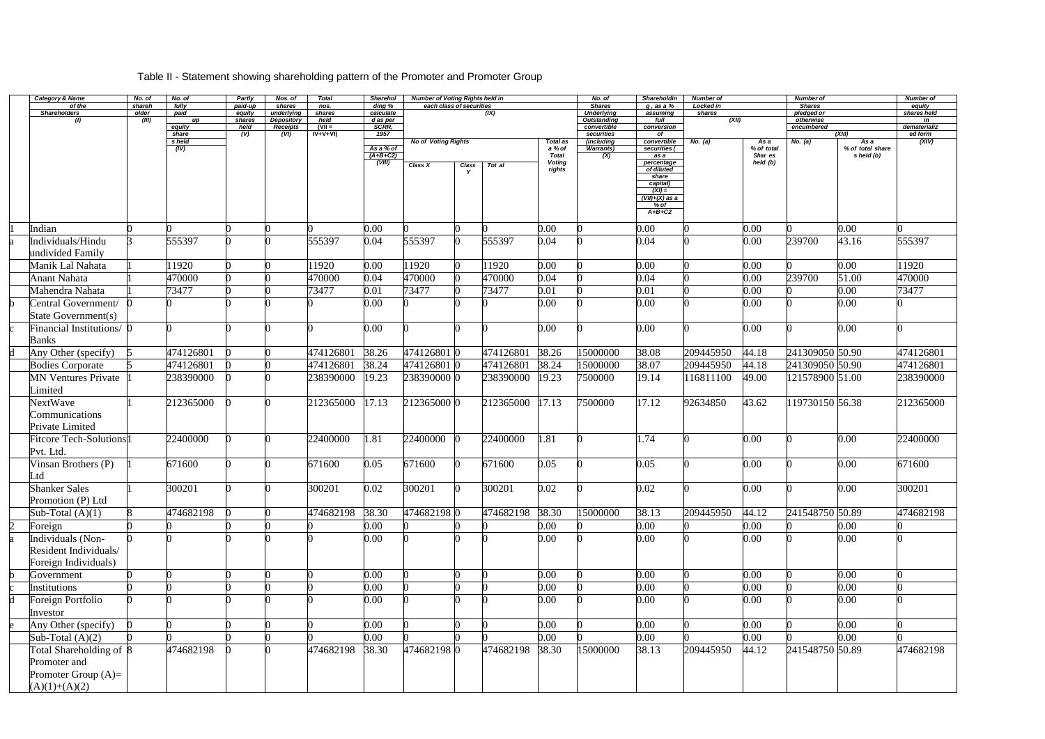Table II - Statement showing shareholding pattern of the Promoter and Promoter Group

| | Category & Name of the Shareholders (I) | No. of shareholder (III) | No. of fully paid up equity shares held (IV) | Partly paid-up equity shares held (V) | Nos. of shares underlying Depository Receipts (VI) | Total nos. shares held (VII = IV+V+VI) | Shareholding % calculated as per SCRR, 1957 As a % of (A+B+C2) (VIII) | Number of Voting Rights held in each class of securities (IX) | | | | No. of Shares Underlying Outstanding convertible securities (including Warrants) (X) | Shareholding, as a % assuming full conversion of convertible securities (as a percentage of diluted share capital) (XI) = (VII)+(X) as a % of A+B+C2 | Number of Locked in shares (XII) | | Number of Shares pledged or otherwise encumbered (XIII) | | Number of equity shares held in dematerialized form (XIV) |
|---|---|---|---|---|---|---|---|---|---|---|---|---|---|---|---|---|---|---|
| | | | | | | | | No of Voting Rights | | | Total as a % of Total Voting rights | | | No. (a) | As a % of total Shares held (b) | No. (a) | As a % of total shares held (b) | |
| | | | | | | | | Class X | Class Y | Total | | | | | | | | |
| 1 | Indian | 0 | 0 | 0 | 0 | 0 | 0.00 | 0 | 0 | 0 | 0.00 | 0 | 0.00 | 0 | 0.00 | 0 | 0.00 | 0 |
| a | Individuals/Hindu undivided Family | 3 | 555397 | 0 | 0 | 555397 | 0.04 | 555397 | 0 | 555397 | 0.04 | 0 | 0.04 | 0 | 0.00 | 239700 | 43.16 | 555397 |
| | Manik Lal Nahata | 1 | 11920 | 0 | 0 | 11920 | 0.00 | 11920 | 0 | 11920 | 0.00 | 0 | 0.00 | 0 | 0.00 | 0 | 0.00 | 11920 |
| | Anant Nahata | 1 | 470000 | 0 | 0 | 470000 | 0.04 | 470000 | 0 | 470000 | 0.04 | 0 | 0.04 | 0 | 0.00 | 239700 | 51.00 | 470000 |
| | Mahendra Nahata | 1 | 73477 | 0 | 0 | 73477 | 0.01 | 73477 | 0 | 73477 | 0.01 | 0 | 0.01 | 0 | 0.00 | 0 | 0.00 | 73477 |
| b | Central Government/ State Government(s) | 0 | 0 | 0 | 0 | 0 | 0.00 | 0 | 0 | 0 | 0.00 | 0 | 0.00 | 0 | 0.00 | 0 | 0.00 | 0 |
| c | Financial Institutions/ Banks | 0 | 0 | 0 | 0 | 0 | 0.00 | 0 | 0 | 0 | 0.00 | 0 | 0.00 | 0 | 0.00 | 0 | 0.00 | 0 |
| d | Any Other (specify) | 5 | 474126801 | 0 | 0 | 474126801 | 38.26 | 474126801 | 0 | 474126801 | 38.26 | 15000000 | 38.08 | 209445950 | 44.18 | 241309050 | 50.90 | 474126801 |
| | Bodies Corporate | 5 | 474126801 | 0 | 0 | 474126801 | 38.24 | 474126801 | 0 | 474126801 | 38.24 | 15000000 | 38.07 | 209445950 | 44.18 | 241309050 | 50.90 | 474126801 |
| | MN Ventures Private Limited | 1 | 238390000 | 0 | 0 | 238390000 | 19.23 | 238390000 | 0 | 238390000 | 19.23 | 7500000 | 19.14 | 116811100 | 49.00 | 121578900 | 51.00 | 238390000 |
| | NextWave Communications Private Limited | 1 | 212365000 | 0 | 0 | 212365000 | 17.13 | 212365000 | 0 | 212365000 | 17.13 | 7500000 | 17.12 | 92634850 | 43.62 | 119730150 | 56.38 | 212365000 |
| | Fitcore Tech-Solutions Pvt. Ltd. | 1 | 22400000 | 0 | 0 | 22400000 | 1.81 | 22400000 | 0 | 22400000 | 1.81 | 0 | 1.74 | 0 | 0.00 | 0 | 0.00 | 22400000 |
| | Vinsan Brothers (P) Ltd | 1 | 671600 | 0 | 0 | 671600 | 0.05 | 671600 | 0 | 671600 | 0.05 | 0 | 0.05 | 0 | 0.00 | 0 | 0.00 | 671600 |
| | Shanker Sales Promotion (P) Ltd | 1 | 300201 | 0 | 0 | 300201 | 0.02 | 300201 | 0 | 300201 | 0.02 | 0 | 0.02 | 0 | 0.00 | 0 | 0.00 | 300201 |
| | Sub-Total (A)(1) | 8 | 474682198 | 0 | 0 | 474682198 | 38.30 | 474682198 | 0 | 474682198 | 38.30 | 15000000 | 38.13 | 209445950 | 44.12 | 241548750 | 50.89 | 474682198 |
| 2 | Foreign | 0 | 0 | 0 | 0 | 0 | 0.00 | 0 | 0 | 0 | 0.00 | 0 | 0.00 | 0 | 0.00 | 0 | 0.00 | 0 |
| a | Individuals (Non-Resident Individuals/ Foreign Individuals) | 0 | 0 | 0 | 0 | 0 | 0.00 | 0 | 0 | 0 | 0.00 | 0 | 0.00 | 0 | 0.00 | 0 | 0.00 | 0 |
| b | Government | 0 | 0 | 0 | 0 | 0 | 0.00 | 0 | 0 | 0 | 0.00 | 0 | 0.00 | 0 | 0.00 | 0 | 0.00 | 0 |
| c | Institutions | 0 | 0 | 0 | 0 | 0 | 0.00 | 0 | 0 | 0 | 0.00 | 0 | 0.00 | 0 | 0.00 | 0 | 0.00 | 0 |
| d | Foreign Portfolio Investor | 0 | 0 | 0 | 0 | 0 | 0.00 | 0 | 0 | 0 | 0.00 | 0 | 0.00 | 0 | 0.00 | 0 | 0.00 | 0 |
| e | Any Other (specify) | 0 | 0 | 0 | 0 | 0 | 0.00 | 0 | 0 | 0 | 0.00 | 0 | 0.00 | 0 | 0.00 | 0 | 0.00 | 0 |
| | Sub-Total (A)(2) | 0 | 0 | 0 | 0 | 0 | 0.00 | 0 | 0 | 0 | 0.00 | 0 | 0.00 | 0 | 0.00 | 0 | 0.00 | 0 |
| | Total Shareholding of Promoter and Promoter Group (A)= (A)(1)+(A)(2) | 8 | 474682198 | 0 | 0 | 474682198 | 38.30 | 474682198 | 0 | 474682198 | 38.30 | 15000000 | 38.13 | 209445950 | 44.12 | 241548750 | 50.89 | 474682198 |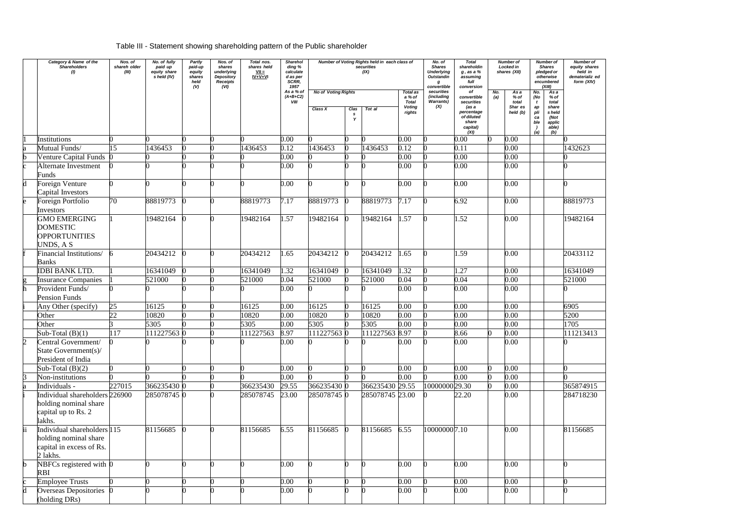Table III - Statement showing shareholding pattern of the Public shareholder

| | Category & Name of the Shareholders (I) | Nos. of shareh older (III) | No. of fully paid up equity share s held (IV) | Partly paid-up equity shares held (V) | Nos. of shares underlying Depository Receipts (VI) | Total nos. shares held VII = IV+V+VI | Shareholding % calculated as per SCRR, 1957 As a % of (A+B+C2) VIII | Number of Voting Rights held in each class of securities (IX) | | | | No. of Shares Underlying Outstanding convertible securities (including Warrants) (X) | Total shareholding , as a % assuming full conversion of convertible securities (as a percentage of diluted share capital) (XI) | Number of Locked in shares (XII) | | Number of Shares pledged or otherwise encumbered (XIII) | | Number of equity shares held in dematerializ ed form (XIV) |
|---|---|---|---|---|---|---|---|---|---|---|---|---|---|---|---|---|---|---|
| | | | | | | | | No of Voting Rights | | | Total as a % of Total Voting rights | | | No. (a) | As a % of total Shar es held (b) | No. (Not applicable) (a) | As a % of total share s held (Not applic able) (b) | |
| | | | | | | | | Class X | Class Y | Tot al | | | | | | | | |
| 1 | Institutions | 0 | 0 | 0 | 0 | 0 | 0.00 | 0 | 0 | 0 | 0.00 | 0 | 0.00 | 0 | 0.00 | | | 0 |
| a | Mutual Funds/ | 15 | 1436453 | 0 | 0 | 1436453 | 0.12 | 1436453 | 0 | 1436453 | 0.12 | 0 | 0.11 | | 0.00 | | | 1432623 |
| b | Venture Capital Funds | 0 | 0 | 0 | 0 | 0 | 0.00 | 0 | 0 | 0 | 0.00 | 0 | 0.00 | | 0.00 | | | 0 |
| c | Alternate Investment Funds | 0 | 0 | 0 | 0 | 0 | 0.00 | 0 | 0 | 0 | 0.00 | 0 | 0.00 | | 0.00 | | | 0 |
| d | Foreign Venture Capital Investors | 0 | 0 | 0 | 0 | 0 | 0.00 | 0 | 0 | 0 | 0.00 | 0 | 0.00 | | 0.00 | | | 0 |
| e | Foreign Portfolio Investors | 70 | 88819773 | 0 | 0 | 88819773 | 7.17 | 88819773 | 0 | 88819773 | 7.17 | 0 | 6.92 | | 0.00 | | | 88819773 |
| | GMO EMERGING DOMESTIC OPPORTUNITIES UNDS, A S | 1 | 19482164 | 0 | 0 | 19482164 | 1.57 | 19482164 | 0 | 19482164 | 1.57 | 0 | 1.52 | | 0.00 | | | 19482164 |
| f | Financial Institutions/ Banks | 6 | 20434212 | 0 | 0 | 20434212 | 1.65 | 20434212 | 0 | 20434212 | 1.65 | 0 | 1.59 | | 0.00 | | | 20433112 |
| | IDBI BANK LTD. | 1 | 16341049 | 0 | 0 | 16341049 | 1.32 | 16341049 | 0 | 16341049 | 1.32 | 0 | 1.27 | | 0.00 | | | 16341049 |
| g | Insurance Companies | 1 | 521000 | 0 | 0 | 521000 | 0.04 | 521000 | 0 | 521000 | 0.04 | 0 | 0.04 | | 0.00 | | | 521000 |
| h | Provident Funds/ Pension Funds | 0 | 0 | 0 | 0 | 0 | 0.00 | 0 | 0 | 0 | 0.00 | 0 | 0.00 | | 0.00 | | | 0 |
| i | Any Other (specify) | 25 | 16125 | 0 | 0 | 16125 | 0.00 | 16125 | 0 | 16125 | 0.00 | 0 | 0.00 | | 0.00 | | | 6905 |
| | Other | 22 | 10820 | 0 | 0 | 10820 | 0.00 | 10820 | 0 | 10820 | 0.00 | 0 | 0.00 | | 0.00 | | | 5200 |
| | Other | 3 | 5305 | 0 | 0 | 5305 | 0.00 | 5305 | 0 | 5305 | 0.00 | 0 | 0.00 | | 0.00 | | | 1705 |
| | Sub-Total (B)(1) | 117 | 111227563 | 0 | 0 | 111227563 | 8.97 | 111227563 | 0 | 111227563 | 8.97 | 0 | 8.66 | 0 | 0.00 | | | 111213413 |
| 2 | Central Government/ State Government(s)/ President of India | 0 | 0 | 0 | 0 | 0 | 0.00 | 0 | 0 | 0 | 0.00 | 0 | 0.00 | | 0.00 | | | 0 |
| | Sub-Total (B)(2) | 0 | 0 | 0 | 0 | 0 | 0.00 | 0 | 0 | 0 | 0.00 | 0 | 0.00 | 0 | 0.00 | | | 0 |
| 3 | Non-institutions | 0 | 0 | 0 | 0 | 0 | 0.00 | 0 | 0 | 0 | 0.00 | 0 | 0.00 | 0 | 0.00 | | | 0 |
| a | Individuals - | 227015 | 366235430 | 0 | 0 | 366235430 | 29.55 | 366235430 | 0 | 366235430 | 29.55 | 10000000 | 29.30 | 0 | 0.00 | | | 365874915 |
| i | Individual shareholders holding nominal share capital up to Rs. 2 lakhs. | 226900 | 285078745 | 0 | 0 | 285078745 | 23.00 | 285078745 | 0 | 285078745 | 23.00 | 0 | 22.20 | | 0.00 | | | 284718230 |
| ii | Individual shareholders holding nominal share capital in excess of Rs. 2 lakhs. | 115 | 81156685 | 0 | 0 | 81156685 | 6.55 | 81156685 | 0 | 81156685 | 6.55 | 10000000 | 7.10 | | 0.00 | | | 81156685 |
| b | NBFCs registered with RBI | 0 | 0 | 0 | 0 | 0 | 0.00 | 0 | 0 | 0 | 0.00 | 0 | 0.00 | | 0.00 | | | 0 |
| c | Employee Trusts | 0 | 0 | 0 | 0 | 0 | 0.00 | 0 | 0 | 0 | 0.00 | 0 | 0.00 | | 0.00 | | | 0 |
| d | Overseas Depositories (holding DRs) | 0 | 0 | 0 | 0 | 0 | 0.00 | 0 | 0 | 0 | 0.00 | 0 | 0.00 | | 0.00 | | | 0 |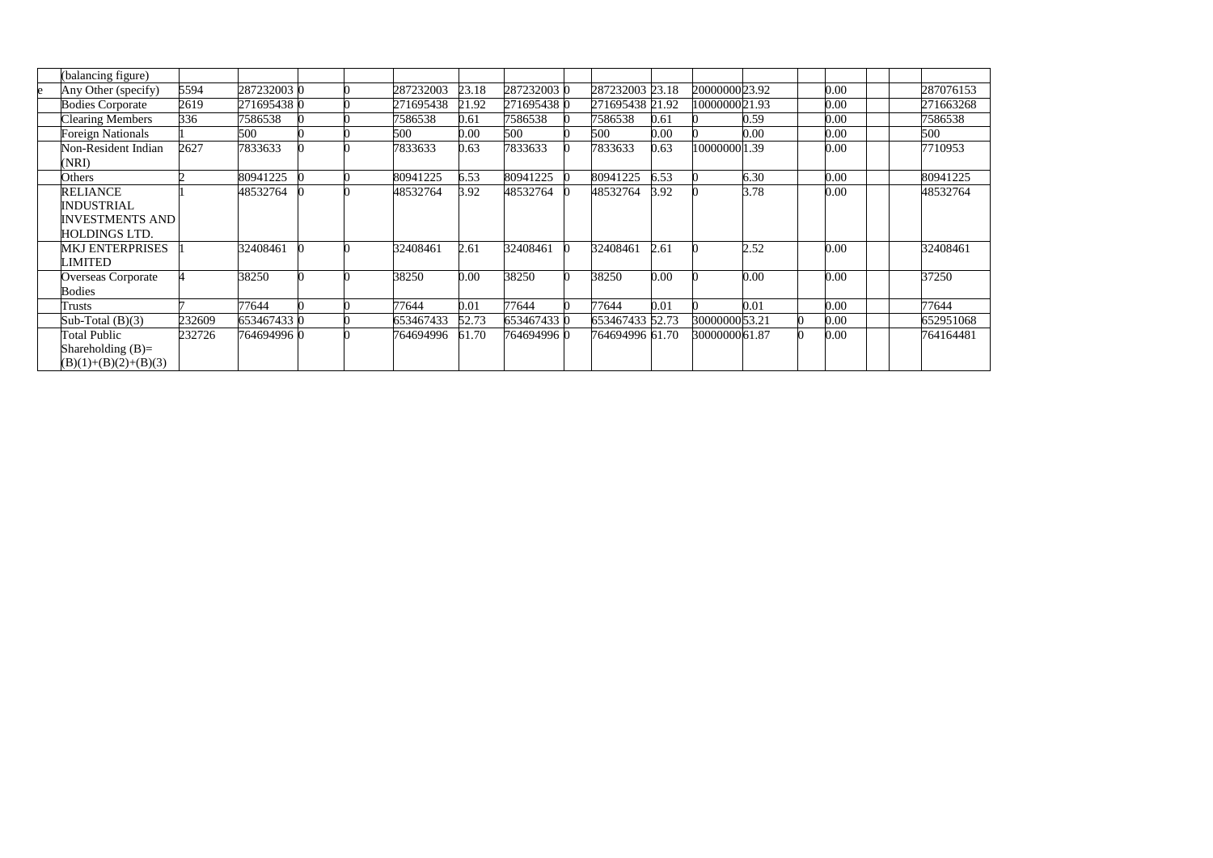| | | | | | | | | | | | | | | | | | | |
|---|---|---|---|---|---|---|---|---|---|---|---|---|---|---|---|---|---|---|
| | (balancing figure) | | | | | | | | | | | | | | | | | |
| e | Any Other (specify) | 5594 | 287232003 | 0 | 0 | 287232003 | 23.18 | 287232003 | 0 | 287232003 | 23.18 | 200000000 | 23.92 | | 0.00 | | | 287076153 |
| | Bodies Corporate | 2619 | 271695438 | 0 | 0 | 271695438 | 21.92 | 271695438 | 0 | 271695438 | 21.92 | 100000000 | 21.93 | | 0.00 | | | 271663268 |
| | Clearing Members | 336 | 7586538 | 0 | 0 | 7586538 | 0.61 | 7586538 | 0 | 7586538 | 0.61 | 0 | 0.59 | | 0.00 | | | 7586538 |
| | Foreign Nationals | 1 | 500 | 0 | 0 | 500 | 0.00 | 500 | 0 | 500 | 0.00 | 0 | 0.00 | | 0.00 | | | 500 |
| | Non-Resident Indian (NRI) | 2627 | 7833633 | 0 | 0 | 7833633 | 0.63 | 7833633 | 0 | 7833633 | 0.63 | 100000000 | 1.39 | | 0.00 | | | 7710953 |
| | Others | 2 | 80941225 | 0 | 0 | 80941225 | 6.53 | 80941225 | 0 | 80941225 | 6.53 | 0 | 6.30 | | 0.00 | | | 80941225 |
| | RELIANCE INDUSTRIAL INVESTMENTS AND HOLDINGS LTD. | 1 | 48532764 | 0 | 0 | 48532764 | 3.92 | 48532764 | 0 | 48532764 | 3.92 | 0 | 3.78 | | 0.00 | | | 48532764 |
| | MKJ ENTERPRISES LIMITED | 1 | 32408461 | 0 | 0 | 32408461 | 2.61 | 32408461 | 0 | 32408461 | 2.61 | 0 | 2.52 | | 0.00 | | | 32408461 |
| | Overseas Corporate Bodies | 4 | 38250 | 0 | 0 | 38250 | 0.00 | 38250 | 0 | 38250 | 0.00 | 0 | 0.00 | | 0.00 | | | 37250 |
| | Trusts | 7 | 77644 | 0 | 0 | 77644 | 0.01 | 77644 | 0 | 77644 | 0.01 | 0 | 0.01 | | 0.00 | | | 77644 |
| | Sub-Total (B)(3) | 232609 | 653467433 | 0 | 0 | 653467433 | 52.73 | 653467433 | 0 | 653467433 | 52.73 | 300000000 | 53.21 | 0 | 0.00 | | | 652951068 |
| | Total Public Shareholding (B)= (B)(1)+(B)(2)+(B)(3) | 232726 | 764694996 | 0 | 0 | 764694996 | 61.70 | 764694996 | 0 | 764694996 | 61.70 | 300000000 | 61.87 | 0 | 0.00 | | | 764164481 |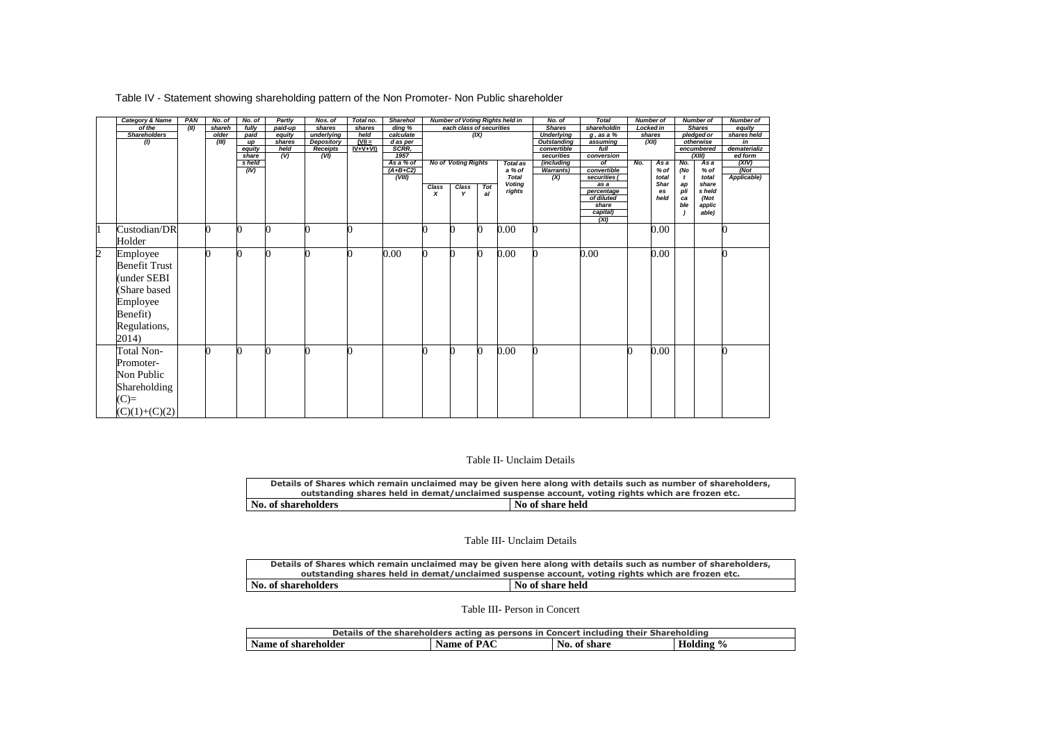Table IV - Statement showing shareholding pattern of the Non Promoter- Non Public shareholder

| | Category & Name of the Shareholders (I) | PAN (II) | No. of shareholder (III) | No. of fully paid up equity shares held (IV) | Partly paid-up equity shares held (V) | Nos. of shares underlying Depository Receipts (VI) | Total no. shares held (VII = IV+V+VI) | Shareholding % calculated as per SCRR, 1957 As a % of (A+B+C2) (VIII) | Number of Voting Rights held in each class of securities (IX) | | | | No. of Shares Underlying Outstanding convertible securities (including Warrants) (X) | Total shareholding, as a % assuming full conversion of convertible securities ( as a percentage of diluted share capital) (XI) | Number of Locked in shares (XII) | | Number of Shares pledged or otherwise encumbered (XIII) | | Number of equity shares held in dematerialized form (XIV) (Not Applicable) |
|---|---|---|---|---|---|---|---|---|---|---|---|---|---|---|---|---|---|---|---|
| | | | | | | | | | No of Voting Rights | | | Total as a % of Total Voting rights | | | No. | As a % of total Shares held | No. (Not applicable) | As a % of total share s held (Not applicable) | |
| | | | | | | | | | Class X | Class Y | Total | | | | | | | | |
| 1 | Custodian/DR Holder | | 0 | 0 | 0 | 0 | 0 | | 0 | 0 | 0 | 0.00 | 0 | | | 0.00 | | | 0 |
| 2 | Employee Benefit Trust (under SEBI (Share based Employee Benefit) Regulations, 2014) | | 0 | 0 | 0 | 0 | 0 | 0.00 | 0 | 0 | 0 | 0.00 | 0 | 0.00 | | 0.00 | | | 0 |
| | Total Non-Promoter-Non Public Shareholding (C)= (C)(1)+(C)(2) | | 0 | 0 | 0 | 0 | 0 | | 0 | 0 | 0 | 0.00 | 0 | | 0 | 0.00 | | | 0 |

Table II- Unclaim Details

| Details of Shares which remain unclaimed may be given here along with details such as number of shareholders, outstanding shares held in demat/unclaimed suspense account, voting rights which are frozen etc. | |
|---|---|
| **No. of shareholders** | **No of share held** |

Table III- Unclaim Details

| Details of Shares which remain unclaimed may be given here along with details such as number of shareholders, outstanding shares held in demat/unclaimed suspense account, voting rights which are frozen etc. | |
|---|---|
| **No. of shareholders** | **No of share held** |

Table III- Person in Concert

| Details of the shareholders acting as persons in Concert including their Shareholding | | | |
|---|---|---|---|
| **Name of shareholder** | **Name of PAC** | **No. of share** | **Holding %** |